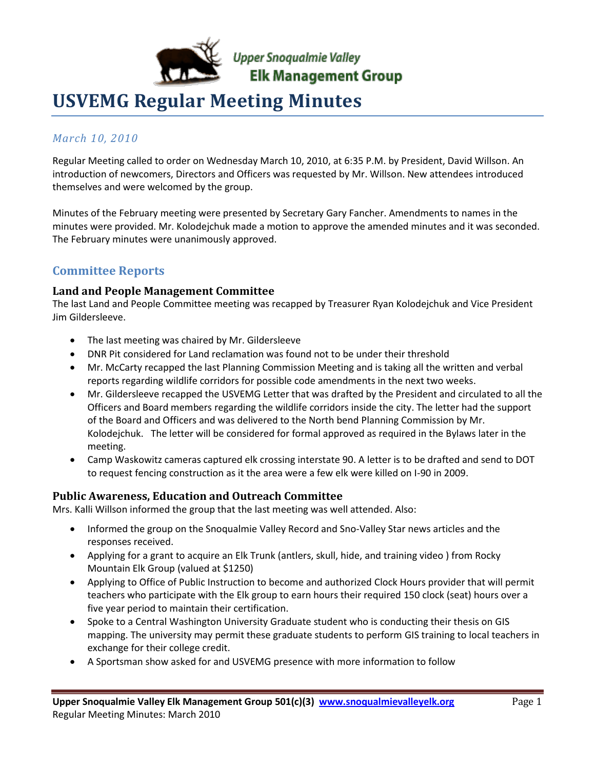Upper Snoqualmie Valley
Elk Management Group

# USVEMG Regular Meeting Minutes

*March 10, 2010*

Regular Meeting called to order on Wednesday March 10, 2010, at 6:35 P.M. by President, David Willson. An introduction of newcomers, Directors and Officers was requested by Mr. Willson. New attendees introduced themselves and were welcomed by the group.

Minutes of the February meeting were presented by Secretary Gary Fancher. Amendments to names in the minutes were provided. Mr. Kolodejchuk made a motion to approve the amended minutes and it was seconded. The February minutes were unanimously approved.

## Committee Reports

### Land and People Management Committee

The last Land and People Committee meeting was recapped by Treasurer Ryan Kolodejchuk and Vice President Jim Gildersleeve.

- The last meeting was chaired by Mr. Gildersleeve
- DNR Pit considered for Land reclamation was found not to be under their threshold
- Mr. McCarty recapped the last Planning Commission Meeting and is taking all the written and verbal reports regarding wildlife corridors for possible code amendments in the next two weeks.
- Mr. Gildersleeve recapped the USVEMG Letter that was drafted by the President and circulated to all the Officers and Board members regarding the wildlife corridors inside the city. The letter had the support of the Board and Officers and was delivered to the North bend Planning Commission by Mr. Kolodejchuk. The letter will be considered for formal approved as required in the Bylaws later in the meeting.
- Camp Waskowitz cameras captured elk crossing interstate 90. A letter is to be drafted and send to DOT to request fencing construction as it the area were a few elk were killed on I-90 in 2009.

### Public Awareness, Education and Outreach Committee

Mrs. Kalli Willson informed the group that the last meeting was well attended. Also:

- Informed the group on the Snoqualmie Valley Record and Sno-Valley Star news articles and the responses received.
- Applying for a grant to acquire an Elk Trunk (antlers, skull, hide, and training video ) from Rocky Mountain Elk Group (valued at $1250)
- Applying to Office of Public Instruction to become and authorized Clock Hours provider that will permit teachers who participate with the Elk group to earn hours their required 150 clock (seat) hours over a five year period to maintain their certification.
- Spoke to a Central Washington University Graduate student who is conducting their thesis on GIS mapping. The university may permit these graduate students to perform GIS training to local teachers in exchange for their college credit.
- A Sportsman show asked for and USVEMG presence with more information to follow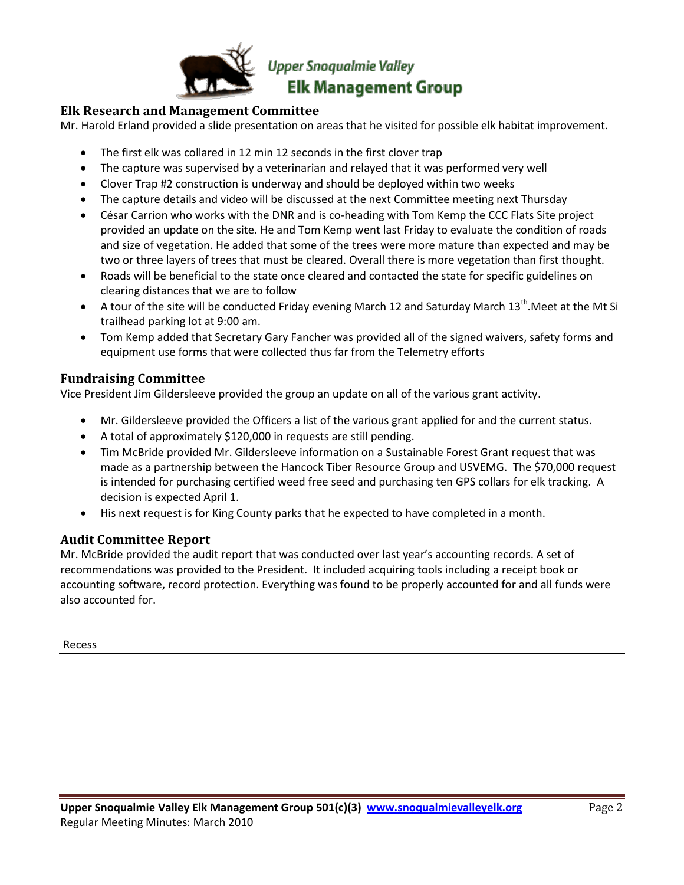## Elk Research and Management Committee

Mr. Harold Erland provided a slide presentation on areas that he visited for possible elk habitat improvement.

- The first elk was collared in 12 min 12 seconds in the first clover trap
- The capture was supervised by a veterinarian and relayed that it was performed very well
- Clover Trap #2 construction is underway and should be deployed within two weeks
- The capture details and video will be discussed at the next Committee meeting next Thursday
- César Carrion who works with the DNR and is co-heading with Tom Kemp the CCC Flats Site project provided an update on the site. He and Tom Kemp went last Friday to evaluate the condition of roads and size of vegetation. He added that some of the trees were more mature than expected and may be two or three layers of trees that must be cleared. Overall there is more vegetation than first thought.
- Roads will be beneficial to the state once cleared and contacted the state for specific guidelines on clearing distances that we are to follow
- A tour of the site will be conducted Friday evening March 12 and Saturday March 13th.Meet at the Mt Si trailhead parking lot at 9:00 am.
- Tom Kemp added that Secretary Gary Fancher was provided all of the signed waivers, safety forms and equipment use forms that were collected thus far from the Telemetry efforts

## Fundraising Committee

Vice President Jim Gildersleeve provided the group an update on all of the various grant activity.

- Mr. Gildersleeve provided the Officers a list of the various grant applied for and the current status.
- A total of approximately $120,000 in requests are still pending.
- Tim McBride provided Mr. Gildersleeve information on a Sustainable Forest Grant request that was made as a partnership between the Hancock Tiber Resource Group and USVEMG. The $70,000 request is intended for purchasing certified weed free seed and purchasing ten GPS collars for elk tracking. A decision is expected April 1.
- His next request is for King County parks that he expected to have completed in a month.

## Audit Committee Report

Mr. McBride provided the audit report that was conducted over last year's accounting records. A set of recommendations was provided to the President. It included acquiring tools including a receipt book or accounting software, record protection. Everything was found to be properly accounted for and all funds were also accounted for.

Recess

---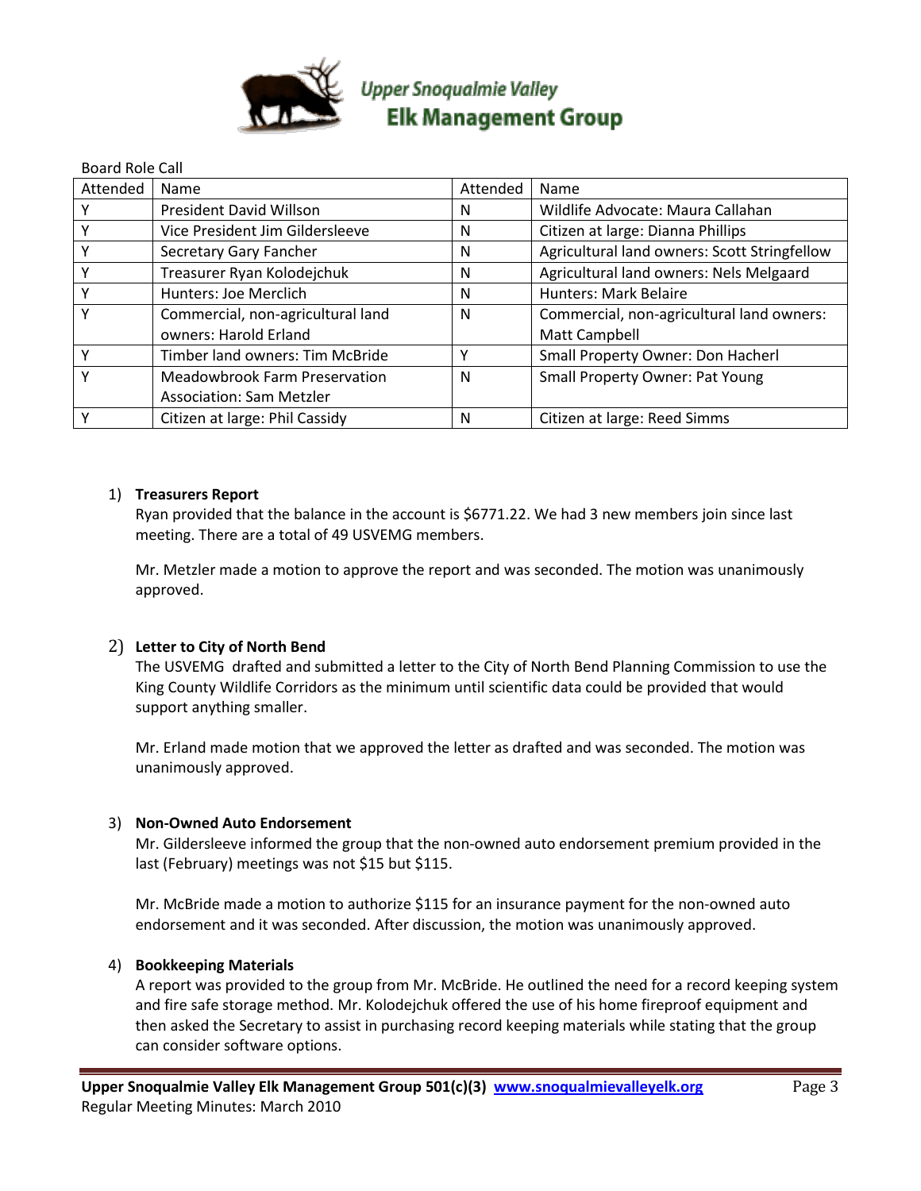Upper Snoqualmie Valley Elk Management Group

Board Role Call

| Attended | Name | Attended | Name |
|---|---|---|---|
| Y | President David Willson | N | Wildlife Advocate: Maura Callahan |
| Y | Vice President Jim Gildersleeve | N | Citizen at large: Dianna Phillips |
| Y | Secretary Gary Fancher | N | Agricultural land owners: Scott Stringfellow |
| Y | Treasurer Ryan Kolodejchuk | N | Agricultural land owners: Nels Melgaard |
| Y | Hunters: Joe Merclich | N | Hunters: Mark Belaire |
| Y | Commercial, non-agricultural land owners: Harold Erland | N | Commercial, non-agricultural land owners: Matt Campbell |
| Y | Timber land owners: Tim McBride | Y | Small Property Owner: Don Hacherl |
| Y | Meadowbrook Farm Preservation Association: Sam Metzler | N | Small Property Owner: Pat Young |
| Y | Citizen at large: Phil Cassidy | N | Citizen at large: Reed Simms |

1) **Treasurers Report**

   Ryan provided that the balance in the account is $6771.22. We had 3 new members join since last meeting. There are a total of 49 USVEMG members.

   Mr. Metzler made a motion to approve the report and was seconded. The motion was unanimously approved.

2) **Letter to City of North Bend**

   The USVEMG drafted and submitted a letter to the City of North Bend Planning Commission to use the King County Wildlife Corridors as the minimum until scientific data could be provided that would support anything smaller.

   Mr. Erland made motion that we approved the letter as drafted and was seconded. The motion was unanimously approved.

3) **Non-Owned Auto Endorsement**

   Mr. Gildersleeve informed the group that the non-owned auto endorsement premium provided in the last (February) meetings was not $15 but $115.

   Mr. McBride made a motion to authorize $115 for an insurance payment for the non-owned auto endorsement and it was seconded. After discussion, the motion was unanimously approved.

4) **Bookkeeping Materials**

   A report was provided to the group from Mr. McBride. He outlined the need for a record keeping system and fire safe storage method. Mr. Kolodejchuk offered the use of his home fireproof equipment and then asked the Secretary to assist in purchasing record keeping materials while stating that the group can consider software options.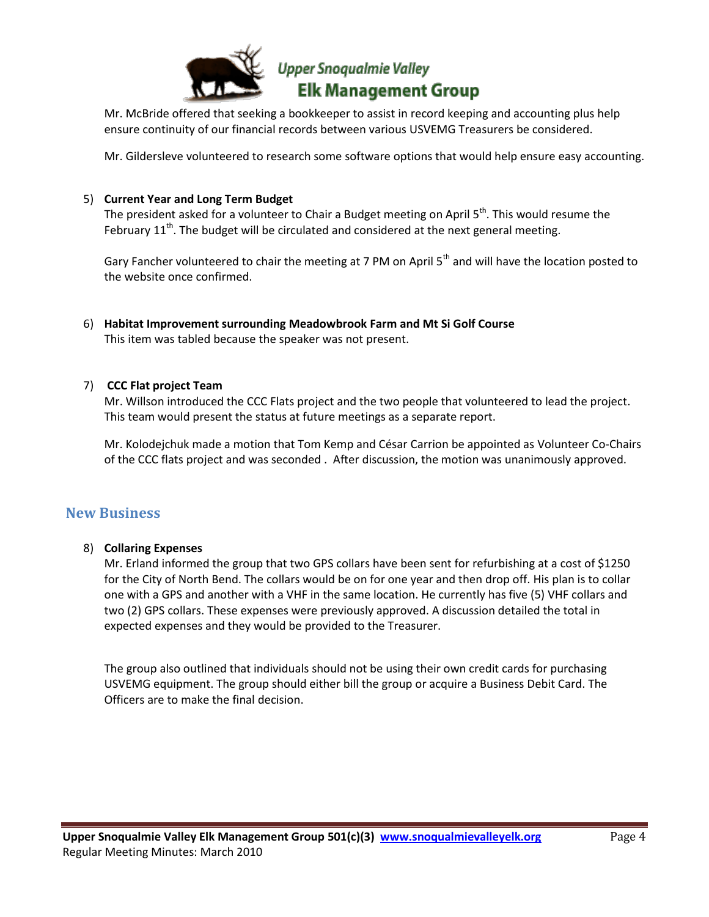Mr. McBride offered that seeking a bookkeeper to assist in record keeping and accounting plus help ensure continuity of our financial records between various USVEMG Treasurers be considered.

Mr. Gildersleve volunteered to research some software options that would help ensure easy accounting.

5) **Current Year and Long Term Budget**
   The president asked for a volunteer to Chair a Budget meeting on April 5th. This would resume the February 11th. The budget will be circulated and considered at the next general meeting.

   Gary Fancher volunteered to chair the meeting at 7 PM on April 5th and will have the location posted to the website once confirmed.

6) **Habitat Improvement surrounding Meadowbrook Farm and Mt Si Golf Course**
   This item was tabled because the speaker was not present.

7) **CCC Flat project Team**
   Mr. Willson introduced the CCC Flats project and the two people that volunteered to lead the project. This team would present the status at future meetings as a separate report.

   Mr. Kolodejchuk made a motion that Tom Kemp and César Carrion be appointed as Volunteer Co-Chairs of the CCC flats project and was seconded . After discussion, the motion was unanimously approved.

## New Business

8) **Collaring Expenses**
   Mr. Erland informed the group that two GPS collars have been sent for refurbishing at a cost of $1250 for the City of North Bend. The collars would be on for one year and then drop off. His plan is to collar one with a GPS and another with a VHF in the same location. He currently has five (5) VHF collars and two (2) GPS collars. These expenses were previously approved. A discussion detailed the total in expected expenses and they would be provided to the Treasurer.

   The group also outlined that individuals should not be using their own credit cards for purchasing USVEMG equipment. The group should either bill the group or acquire a Business Debit Card. The Officers are to make the final decision.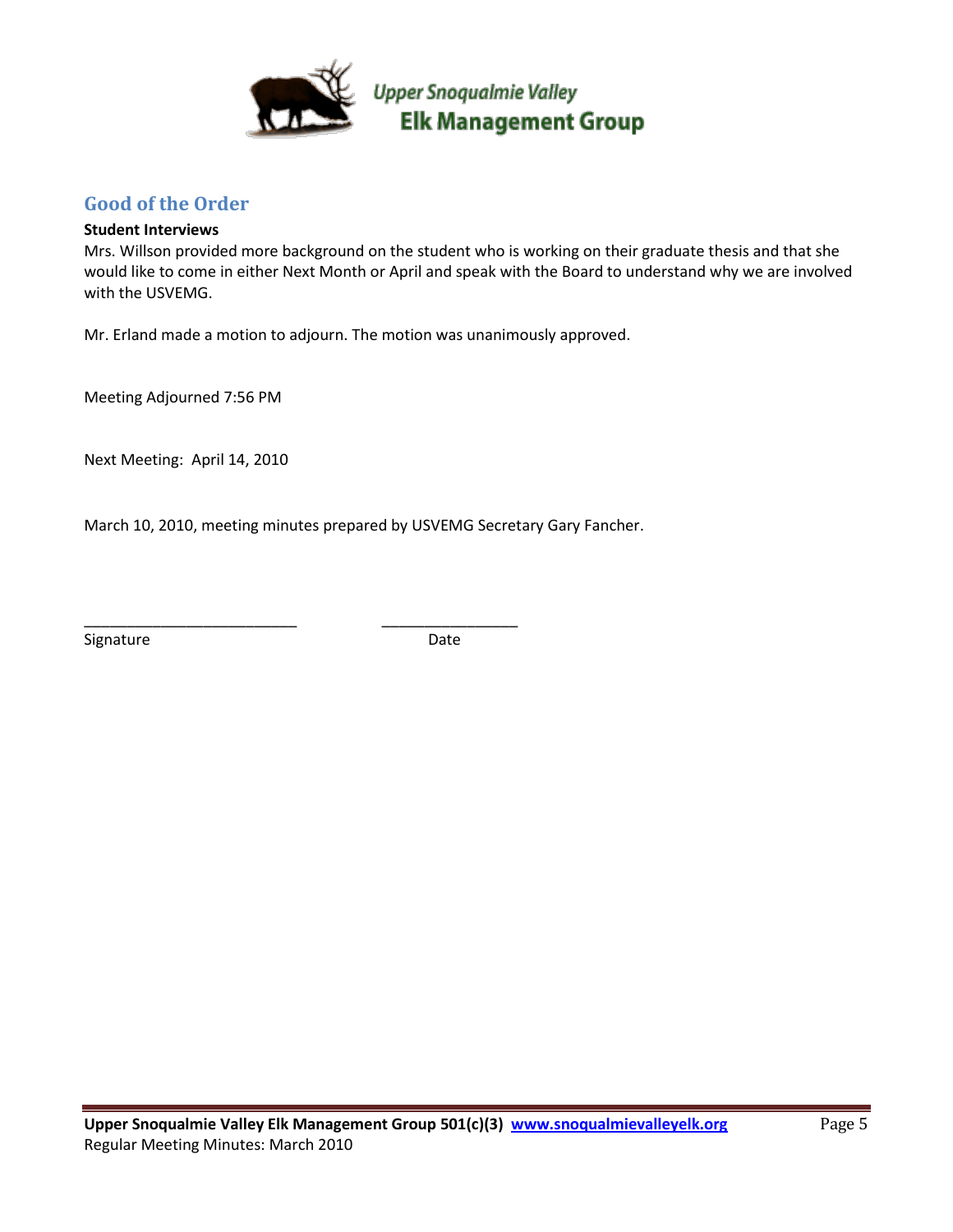## Good of the Order

**Student Interviews**

Mrs. Willson provided more background on the student who is working on their graduate thesis and that she would like to come in either Next Month or April and speak with the Board to understand why we are involved with the USVEMG.

Mr. Erland made a motion to adjourn. The motion was unanimously approved.

Meeting Adjourned 7:56 PM

Next Meeting: April 14, 2010

March 10, 2010, meeting minutes prepared by USVEMG Secretary Gary Fancher.

\_\_\_\_\_\_\_\_\_\_\_\_\_\_\_\_\_\_\_\_\_\_\_\_\_\_ \_\_\_\_\_\_\_\_\_\_\_\_\_\_\_\_\_

Signature Date